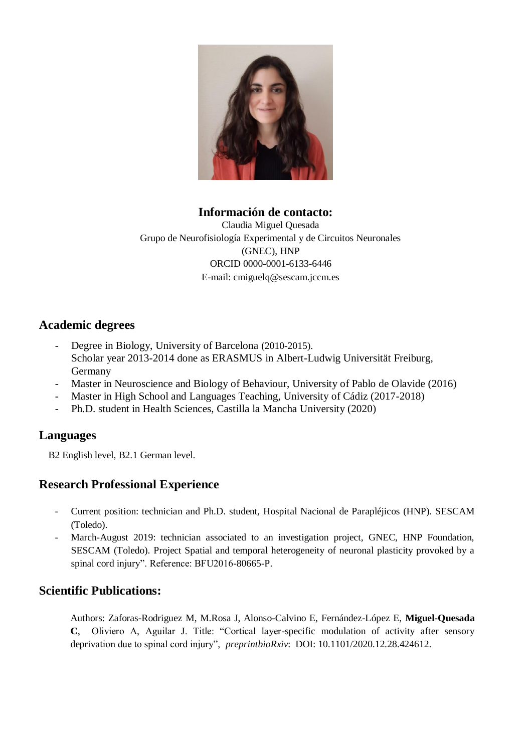**Información de contacto:**

Claudia Miguel Quesada
Grupo de Neurofisiología Experimental y de Circuitos Neuronales (GNEC), HNP
ORCID 0000-0001-6133-6446
E-mail: cmiguelq@sescam.jccm.es

## Academic degrees

- Degree in Biology, University of Barcelona (2010-2015).
  Scholar year 2013-2014 done as ERASMUS in Albert-Ludwig Universität Freiburg, Germany
- Master in Neuroscience and Biology of Behaviour, University of Pablo de Olavide (2016)
- Master in High School and Languages Teaching, University of Cádiz (2017-2018)
- Ph.D. student in Health Sciences, Castilla la Mancha University (2020)

## Languages

B2 English level, B2.1 German level.

## Research Professional Experience

- Current position: technician and Ph.D. student, Hospital Nacional de Parapléjicos (HNP). SESCAM (Toledo).
- March-August 2019: technician associated to an investigation project, GNEC, HNP Foundation, SESCAM (Toledo). Project Spatial and temporal heterogeneity of neuronal plasticity provoked by a spinal cord injury". Reference: BFU2016-80665-P.

## Scientific Publications:

Authors: Zaforas-Rodriguez M, M.Rosa J, Alonso-Calvino E, Fernández-López E, **Miguel-Quesada C**, Oliviero A, Aguilar J. Title: "Cortical layer-specific modulation of activity after sensory deprivation due to spinal cord injury", *preprintbioRxiv*: DOI: 10.1101/2020.12.28.424612.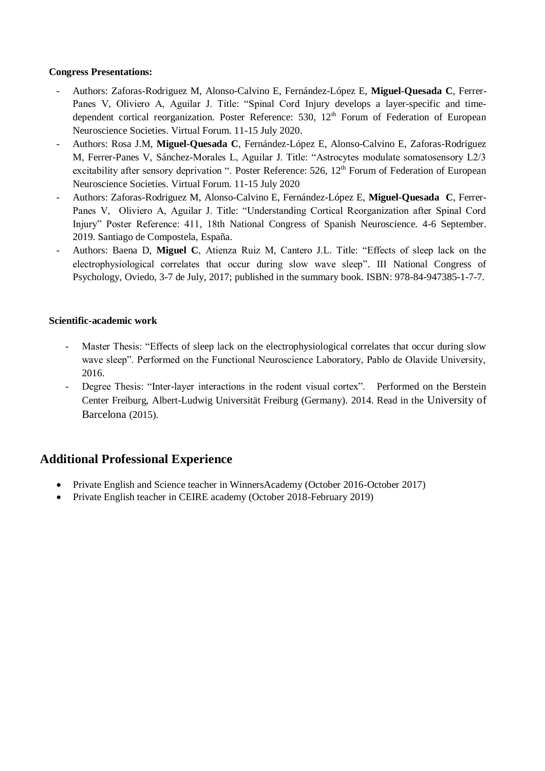**Congress Presentations:**

- Authors: Zaforas-Rodriguez M, Alonso-Calvino E, Fernández-López E, **Miguel-Quesada C**, Ferrer-Panes V, Oliviero A, Aguilar J. Title: "Spinal Cord Injury develops a layer-specific and time-dependent cortical reorganization. Poster Reference: 530, 12th Forum of Federation of European Neuroscience Societies. Virtual Forum. 11-15 July 2020.
- Authors: Rosa J.M, **Miguel-Quesada C**, Fernández-López E, Alonso-Calvino E, Zaforas-Rodriguez M, Ferrer-Panes V, Sánchez-Morales L, Aguilar J. Title: "Astrocytes modulate somatosensory L2/3 excitability after sensory deprivation ". Poster Reference: 526, 12th Forum of Federation of European Neuroscience Societies. Virtual Forum. 11-15 July 2020
- Authors: Zaforas-Rodriguez M, Alonso-Calvino E, Fernández-López E, **Miguel-Quesada C**, Ferrer-Panes V, Oliviero A, Aguilar J. Title: "Understanding Cortical Reorganization after Spinal Cord Injury" Poster Reference: 411, 18th National Congress of Spanish Neuroscience. 4-6 September. 2019. Santiago de Compostela, España.
- Authors: Baena D, **Miguel C**, Atienza Ruiz M, Cantero J.L. Title: "Effects of sleep lack on the electrophysiological correlates that occur during slow wave sleep". III National Congress of Psychology, Oviedo, 3-7 de July, 2017; published in the summary book. ISBN: 978-84-947385-1-7-7.

**Scientific-academic work**

- Master Thesis: "Effects of sleep lack on the electrophysiological correlates that occur during slow wave sleep". Performed on the Functional Neuroscience Laboratory, Pablo de Olavide University, 2016.
- Degree Thesis: "Inter-layer interactions in the rodent visual cortex". Performed on the Berstein Center Freiburg, Albert-Ludwig Universität Freiburg (Germany). 2014. Read in the University of Barcelona (2015).

## Additional Professional Experience

- Private English and Science teacher in WinnersAcademy (October 2016-October 2017)
- Private English teacher in CEIRE academy (October 2018-February 2019)